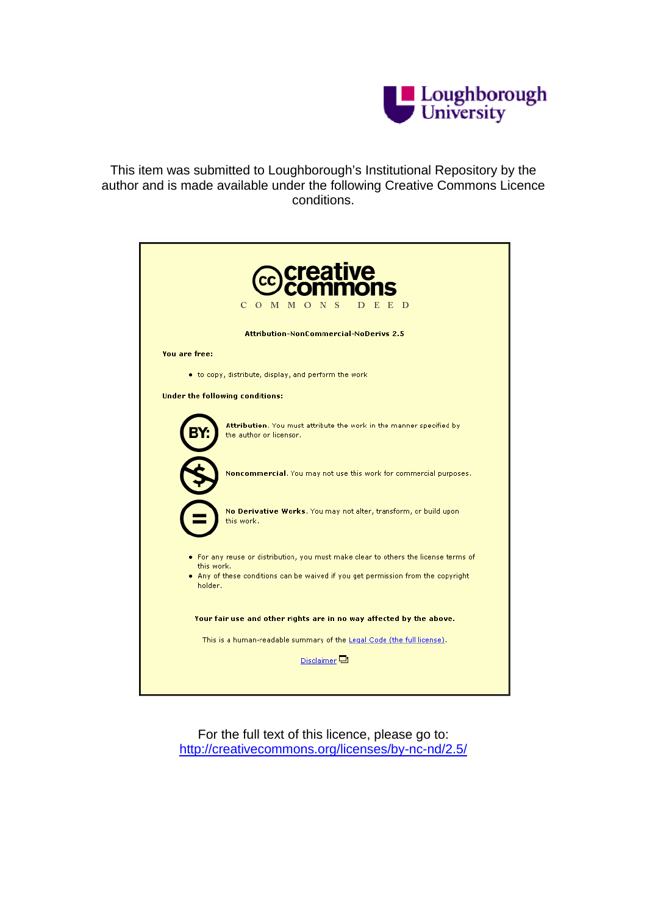Loughborough University

This item was submitted to Loughborough's Institutional Repository by the author and is made available under the following Creative Commons Licence conditions.

creative commons

COMMONS DEED

**Attribution-NonCommercial-NoDerivs 2.5**

**You are free:**

- to copy, distribute, display, and perform the work

**Under the following conditions:**

**Attribution**. You must attribute the work in the manner specified by the author or licensor.

**Noncommercial**. You may not use this work for commercial purposes.

**No Derivative Works**. You may not alter, transform, or build upon this work.

- For any reuse or distribution, you must make clear to others the license terms of this work.
- Any of these conditions can be waived if you get permission from the copyright holder.

**Your fair use and other rights are in no way affected by the above.**

This is a human-readable summary of the Legal Code (the full license).

Disclaimer

For the full text of this licence, please go to:
http://creativecommons.org/licenses/by-nc-nd/2.5/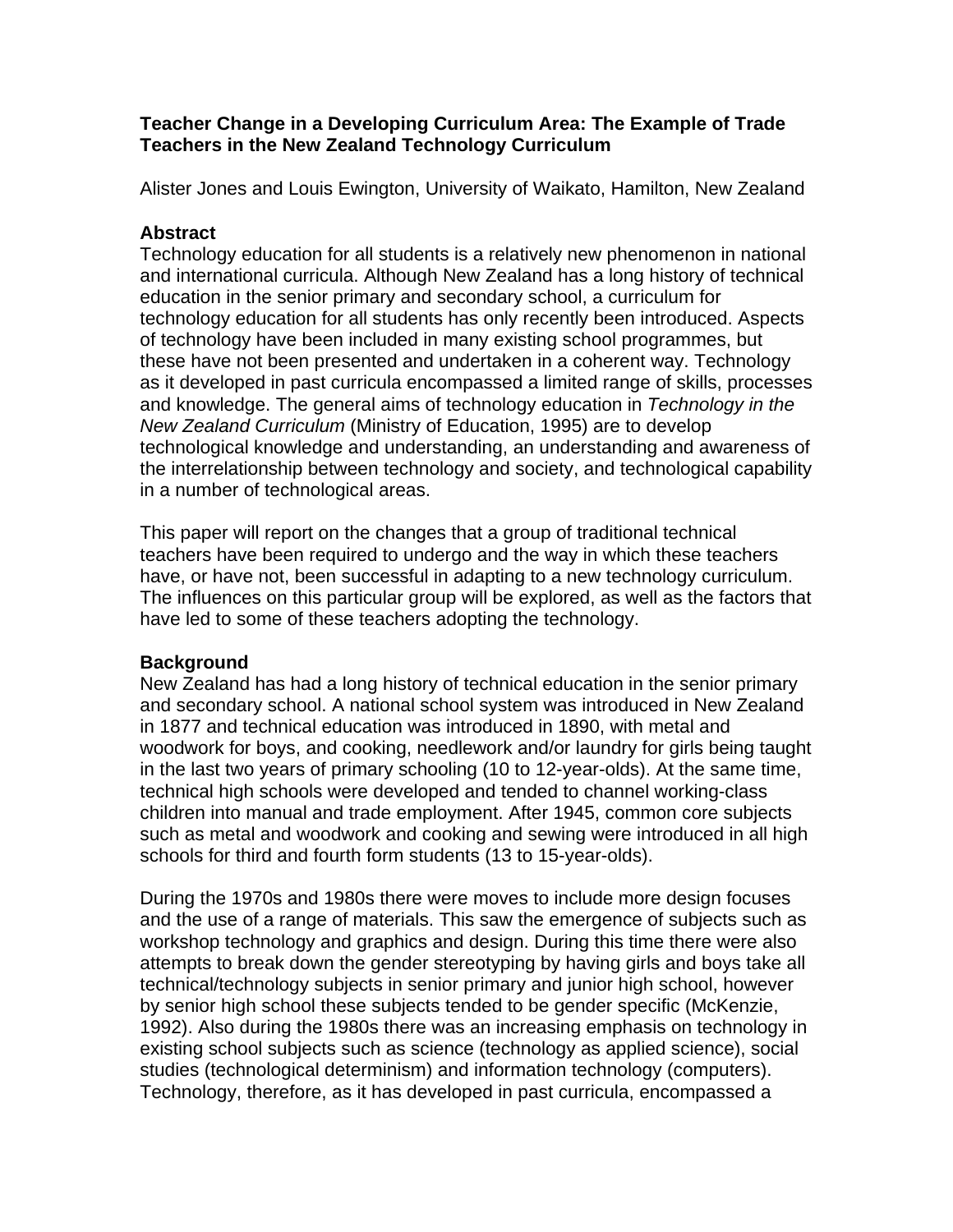**Teacher Change in a Developing Curriculum Area: The Example of Trade Teachers in the New Zealand Technology Curriculum**

Alister Jones and Louis Ewington, University of Waikato, Hamilton, New Zealand

## Abstract

Technology education for all students is a relatively new phenomenon in national and international curricula. Although New Zealand has a long history of technical education in the senior primary and secondary school, a curriculum for technology education for all students has only recently been introduced. Aspects of technology have been included in many existing school programmes, but these have not been presented and undertaken in a coherent way. Technology as it developed in past curricula encompassed a limited range of skills, processes and knowledge. The general aims of technology education in *Technology in the New Zealand Curriculum* (Ministry of Education, 1995) are to develop technological knowledge and understanding, an understanding and awareness of the interrelationship between technology and society, and technological capability in a number of technological areas.

This paper will report on the changes that a group of traditional technical teachers have been required to undergo and the way in which these teachers have, or have not, been successful in adapting to a new technology curriculum. The influences on this particular group will be explored, as well as the factors that have led to some of these teachers adopting the technology.

## Background

New Zealand has had a long history of technical education in the senior primary and secondary school. A national school system was introduced in New Zealand in 1877 and technical education was introduced in 1890, with metal and woodwork for boys, and cooking, needlework and/or laundry for girls being taught in the last two years of primary schooling (10 to 12-year-olds). At the same time, technical high schools were developed and tended to channel working-class children into manual and trade employment. After 1945, common core subjects such as metal and woodwork and cooking and sewing were introduced in all high schools for third and fourth form students (13 to 15-year-olds).

During the 1970s and 1980s there were moves to include more design focuses and the use of a range of materials. This saw the emergence of subjects such as workshop technology and graphics and design. During this time there were also attempts to break down the gender stereotyping by having girls and boys take all technical/technology subjects in senior primary and junior high school, however by senior high school these subjects tended to be gender specific (McKenzie, 1992). Also during the 1980s there was an increasing emphasis on technology in existing school subjects such as science (technology as applied science), social studies (technological determinism) and information technology (computers). Technology, therefore, as it has developed in past curricula, encompassed a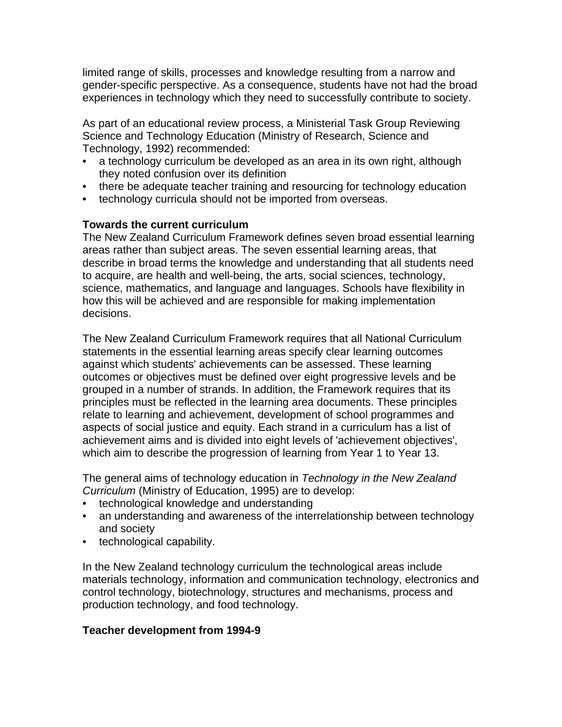limited range of skills, processes and knowledge resulting from a narrow and gender-specific perspective. As a consequence, students have not had the broad experiences in technology which they need to successfully contribute to society.

As part of an educational review process, a Ministerial Task Group Reviewing Science and Technology Education (Ministry of Research, Science and Technology, 1992) recommended:

- a technology curriculum be developed as an area in its own right, although they noted confusion over its definition
- there be adequate teacher training and resourcing for technology education
- technology curricula should not be imported from overseas.

**Towards the current curriculum**

The New Zealand Curriculum Framework defines seven broad essential learning areas rather than subject areas. The seven essential learning areas, that describe in broad terms the knowledge and understanding that all students need to acquire, are health and well-being, the arts, social sciences, technology, science, mathematics, and language and languages. Schools have flexibility in how this will be achieved and are responsible for making implementation decisions.

The New Zealand Curriculum Framework requires that all National Curriculum statements in the essential learning areas specify clear learning outcomes against which students' achievements can be assessed. These learning outcomes or objectives must be defined over eight progressive levels and be grouped in a number of strands. In addition, the Framework requires that its principles must be reflected in the learning area documents. These principles relate to learning and achievement, development of school programmes and aspects of social justice and equity. Each strand in a curriculum has a list of achievement aims and is divided into eight levels of 'achievement objectives', which aim to describe the progression of learning from Year 1 to Year 13.

The general aims of technology education in *Technology in the New Zealand Curriculum* (Ministry of Education, 1995) are to develop:

- technological knowledge and understanding
- an understanding and awareness of the interrelationship between technology and society
- technological capability.

In the New Zealand technology curriculum the technological areas include materials technology, information and communication technology, electronics and control technology, biotechnology, structures and mechanisms, process and production technology, and food technology.

**Teacher development from 1994-9**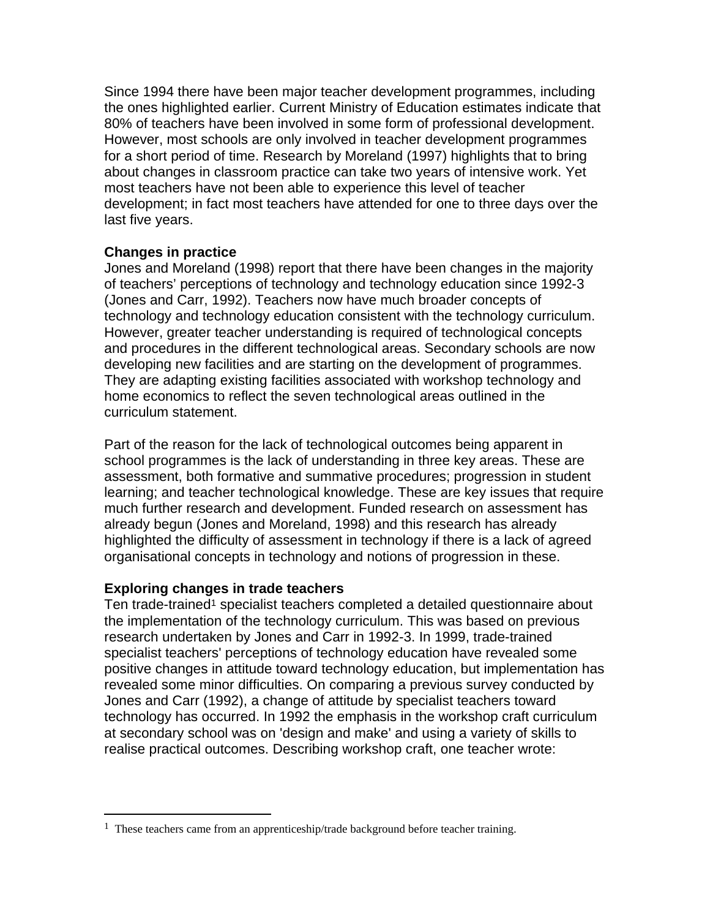Since 1994 there have been major teacher development programmes, including the ones highlighted earlier. Current Ministry of Education estimates indicate that 80% of teachers have been involved in some form of professional development. However, most schools are only involved in teacher development programmes for a short period of time. Research by Moreland (1997) highlights that to bring about changes in classroom practice can take two years of intensive work. Yet most teachers have not been able to experience this level of teacher development; in fact most teachers have attended for one to three days over the last five years.

**Changes in practice**

Jones and Moreland (1998) report that there have been changes in the majority of teachers' perceptions of technology and technology education since 1992-3 (Jones and Carr, 1992). Teachers now have much broader concepts of technology and technology education consistent with the technology curriculum. However, greater teacher understanding is required of technological concepts and procedures in the different technological areas. Secondary schools are now developing new facilities and are starting on the development of programmes. They are adapting existing facilities associated with workshop technology and home economics to reflect the seven technological areas outlined in the curriculum statement.

Part of the reason for the lack of technological outcomes being apparent in school programmes is the lack of understanding in three key areas. These are assessment, both formative and summative procedures; progression in student learning; and teacher technological knowledge. These are key issues that require much further research and development. Funded research on assessment has already begun (Jones and Moreland, 1998) and this research has already highlighted the difficulty of assessment in technology if there is a lack of agreed organisational concepts in technology and notions of progression in these.

**Exploring changes in trade teachers**

Ten trade-trained[1] specialist teachers completed a detailed questionnaire about the implementation of the technology curriculum. This was based on previous research undertaken by Jones and Carr in 1992-3. In 1999, trade-trained specialist teachers' perceptions of technology education have revealed some positive changes in attitude toward technology education, but implementation has revealed some minor difficulties. On comparing a previous survey conducted by Jones and Carr (1992), a change of attitude by specialist teachers toward technology has occurred. In 1992 the emphasis in the workshop craft curriculum at secondary school was on 'design and make' and using a variety of skills to realise practical outcomes. Describing workshop craft, one teacher wrote:

---

[1] These teachers came from an apprenticeship/trade background before teacher training.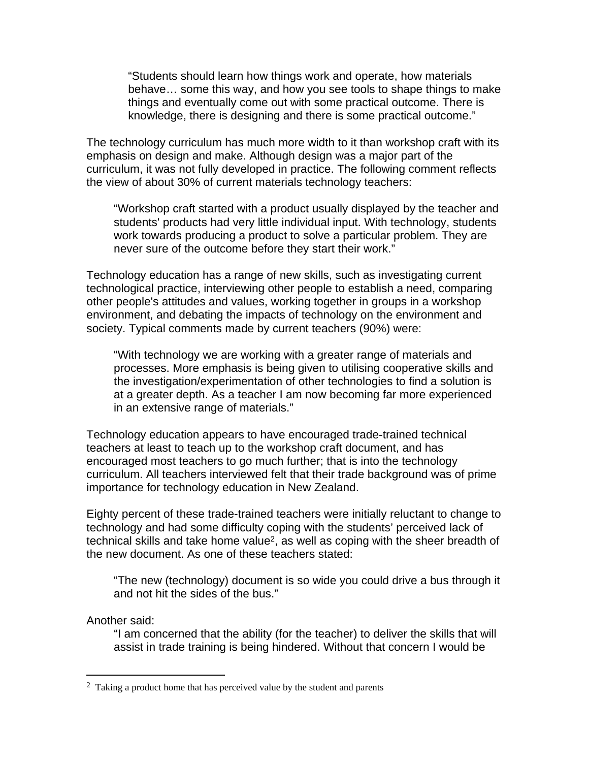> "Students should learn how things work and operate, how materials behave… some this way, and how you see tools to shape things to make things and eventually come out with some practical outcome. There is knowledge, there is designing and there is some practical outcome."

The technology curriculum has much more width to it than workshop craft with its emphasis on design and make. Although design was a major part of the curriculum, it was not fully developed in practice. The following comment reflects the view of about 30% of current materials technology teachers:

> "Workshop craft started with a product usually displayed by the teacher and students' products had very little individual input. With technology, students work towards producing a product to solve a particular problem. They are never sure of the outcome before they start their work."

Technology education has a range of new skills, such as investigating current technological practice, interviewing other people to establish a need, comparing other people's attitudes and values, working together in groups in a workshop environment, and debating the impacts of technology on the environment and society. Typical comments made by current teachers (90%) were:

> "With technology we are working with a greater range of materials and processes. More emphasis is being given to utilising cooperative skills and the investigation/experimentation of other technologies to find a solution is at a greater depth. As a teacher I am now becoming far more experienced in an extensive range of materials."

Technology education appears to have encouraged trade-trained technical teachers at least to teach up to the workshop craft document, and has encouraged most teachers to go much further; that is into the technology curriculum. All teachers interviewed felt that their trade background was of prime importance for technology education in New Zealand.

Eighty percent of these trade-trained teachers were initially reluctant to change to technology and had some difficulty coping with the students' perceived lack of technical skills and take home value[2], as well as coping with the sheer breadth of the new document. As one of these teachers stated:

> "The new (technology) document is so wide you could drive a bus through it and not hit the sides of the bus."

Another said:

> "I am concerned that the ability (for the teacher) to deliver the skills that will assist in trade training is being hindered. Without that concern I would be

[2] Taking a product home that has perceived value by the student and parents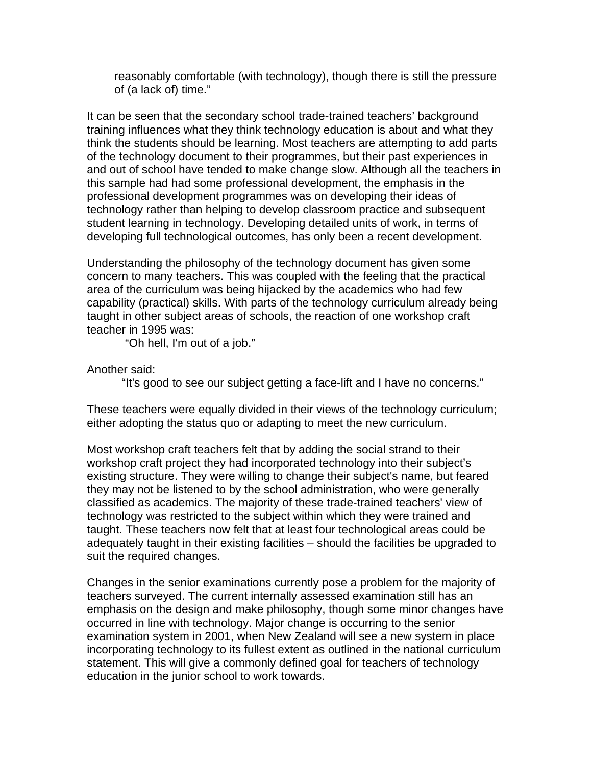> reasonably comfortable (with technology), though there is still the pressure of (a lack of) time."

It can be seen that the secondary school trade-trained teachers' background training influences what they think technology education is about and what they think the students should be learning. Most teachers are attempting to add parts of the technology document to their programmes, but their past experiences in and out of school have tended to make change slow. Although all the teachers in this sample had had some professional development, the emphasis in the professional development programmes was on developing their ideas of technology rather than helping to develop classroom practice and subsequent student learning in technology. Developing detailed units of work, in terms of developing full technological outcomes, has only been a recent development.

Understanding the philosophy of the technology document has given some concern to many teachers. This was coupled with the feeling that the practical area of the curriculum was being hijacked by the academics who had few capability (practical) skills. With parts of the technology curriculum already being taught in other subject areas of schools, the reaction of one workshop craft teacher in 1995 was:

> "Oh hell, I'm out of a job."

Another said:

> "It's good to see our subject getting a face-lift and I have no concerns."

These teachers were equally divided in their views of the technology curriculum; either adopting the status quo or adapting to meet the new curriculum.

Most workshop craft teachers felt that by adding the social strand to their workshop craft project they had incorporated technology into their subject's existing structure. They were willing to change their subject's name, but feared they may not be listened to by the school administration, who were generally classified as academics. The majority of these trade-trained teachers' view of technology was restricted to the subject within which they were trained and taught. These teachers now felt that at least four technological areas could be adequately taught in their existing facilities – should the facilities be upgraded to suit the required changes.

Changes in the senior examinations currently pose a problem for the majority of teachers surveyed. The current internally assessed examination still has an emphasis on the design and make philosophy, though some minor changes have occurred in line with technology. Major change is occurring to the senior examination system in 2001, when New Zealand will see a new system in place incorporating technology to its fullest extent as outlined in the national curriculum statement. This will give a commonly defined goal for teachers of technology education in the junior school to work towards.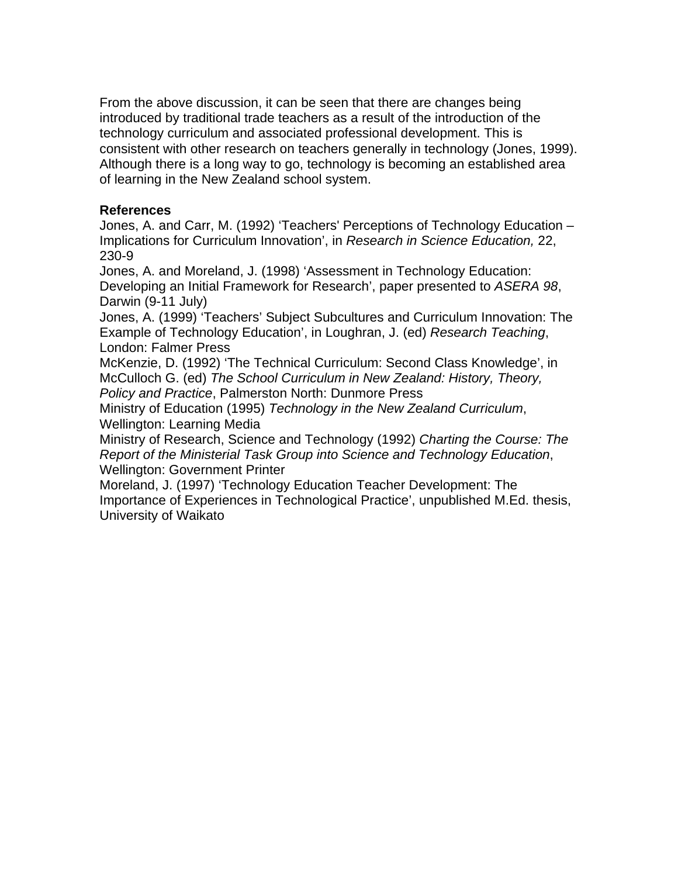From the above discussion, it can be seen that there are changes being introduced by traditional trade teachers as a result of the introduction of the technology curriculum and associated professional development. This is consistent with other research on teachers generally in technology (Jones, 1999). Although there is a long way to go, technology is becoming an established area of learning in the New Zealand school system.

**References**

Jones, A. and Carr, M. (1992) 'Teachers' Perceptions of Technology Education – Implications for Curriculum Innovation', in *Research in Science Education,* 22, 230-9

Jones, A. and Moreland, J. (1998) 'Assessment in Technology Education: Developing an Initial Framework for Research', paper presented to *ASERA 98*, Darwin (9-11 July)

Jones, A. (1999) 'Teachers' Subject Subcultures and Curriculum Innovation: The Example of Technology Education', in Loughran, J. (ed) *Research Teaching*, London: Falmer Press

McKenzie, D. (1992) 'The Technical Curriculum: Second Class Knowledge', in McCulloch G. (ed) *The School Curriculum in New Zealand: History, Theory, Policy and Practice*, Palmerston North: Dunmore Press

Ministry of Education (1995) *Technology in the New Zealand Curriculum*, Wellington: Learning Media

Ministry of Research, Science and Technology (1992) *Charting the Course: The Report of the Ministerial Task Group into Science and Technology Education*, Wellington: Government Printer

Moreland, J. (1997) 'Technology Education Teacher Development: The Importance of Experiences in Technological Practice', unpublished M.Ed. thesis, University of Waikato